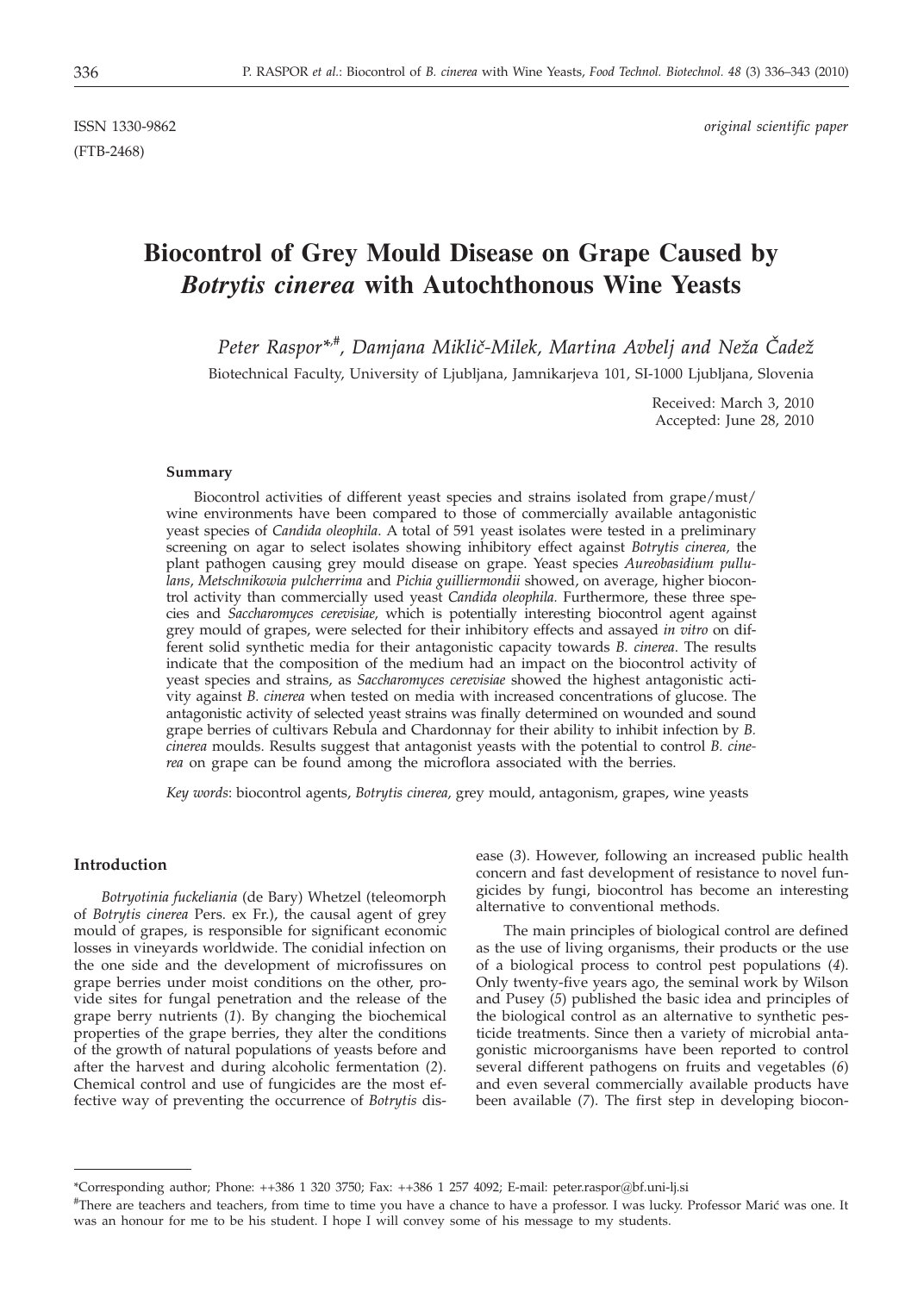ISSN 1330-9862 *original scientific paper*
(FTB-2468)

# Biocontrol of Grey Mould Disease on Grape Caused by *Botrytis cinerea* with Autochthonous Wine Yeasts

*Peter Raspor\*,#, Damjana Miklič-Milek, Martina Avbelj and Neža Čadež*

Biotechnical Faculty, University of Ljubljana, Jamnikarjeva 101, SI-1000 Ljubljana, Slovenia

Received: March 3, 2010
Accepted: June 28, 2010

### Summary

Biocontrol activities of different yeast species and strains isolated from grape/must/wine environments have been compared to those of commercially available antagonistic yeast species of *Candida oleophila*. A total of 591 yeast isolates were tested in a preliminary screening on agar to select isolates showing inhibitory effect against *Botrytis cinerea*, the plant pathogen causing grey mould disease on grape. Yeast species *Aureobasidium pullulans*, *Metschnikowia pulcherrima* and *Pichia guilliermondii* showed, on average, higher biocontrol activity than commercially used yeast *Candida oleophila*. Furthermore, these three species and *Saccharomyces cerevisiae*, which is potentially interesting biocontrol agent against grey mould of grapes, were selected for their inhibitory effects and assayed *in vitro* on different solid synthetic media for their antagonistic capacity towards *B. cinerea*. The results indicate that the composition of the medium had an impact on the biocontrol activity of yeast species and strains, as *Saccharomyces cerevisiae* showed the highest antagonistic activity against *B. cinerea* when tested on media with increased concentrations of glucose. The antagonistic activity of selected yeast strains was finally determined on wounded and sound grape berries of cultivars Rebula and Chardonnay for their ability to inhibit infection by *B. cinerea* moulds. Results suggest that antagonist yeasts with the potential to control *B. cinerea* on grape can be found among the microflora associated with the berries.

*Key words*: biocontrol agents, *Botrytis cinerea*, grey mould, antagonism, grapes, wine yeasts

### Introduction

*Botryotinia fuckeliania* (de Bary) Whetzel (teleomorph of *Botrytis cinerea* Pers. ex Fr.), the causal agent of grey mould of grapes, is responsible for significant economic losses in vineyards worldwide. The conidial infection on the one side and the development of microfissures on grape berries under moist conditions on the other, provide sites for fungal penetration and the release of the grape berry nutrients (*1*). By changing the biochemical properties of the grape berries, they alter the conditions of the growth of natural populations of yeasts before and after the harvest and during alcoholic fermentation (*2*). Chemical control and use of fungicides are the most effective way of preventing the occurrence of *Botrytis* disease (*3*). However, following an increased public health concern and fast development of resistance to novel fungicides by fungi, biocontrol has become an interesting alternative to conventional methods.

The main principles of biological control are defined as the use of living organisms, their products or the use of a biological process to control pest populations (*4*). Only twenty-five years ago, the seminal work by Wilson and Pusey (*5*) published the basic idea and principles of the biological control as an alternative to synthetic pesticide treatments. Since then a variety of microbial antagonistic microorganisms have been reported to control several different pathogens on fruits and vegetables (*6*) and even several commercially available products have been available (*7*). The first step in developing biocon-

---

\*Corresponding author; Phone: ++386 1 320 3750; Fax: ++386 1 257 4092; E-mail: peter.raspor@bf.uni-lj.si

#There are teachers and teachers, from time to time you have a chance to have a professor. I was lucky. Professor Marić was one. It was an honour for me to be his student. I hope I will convey some of his message to my students.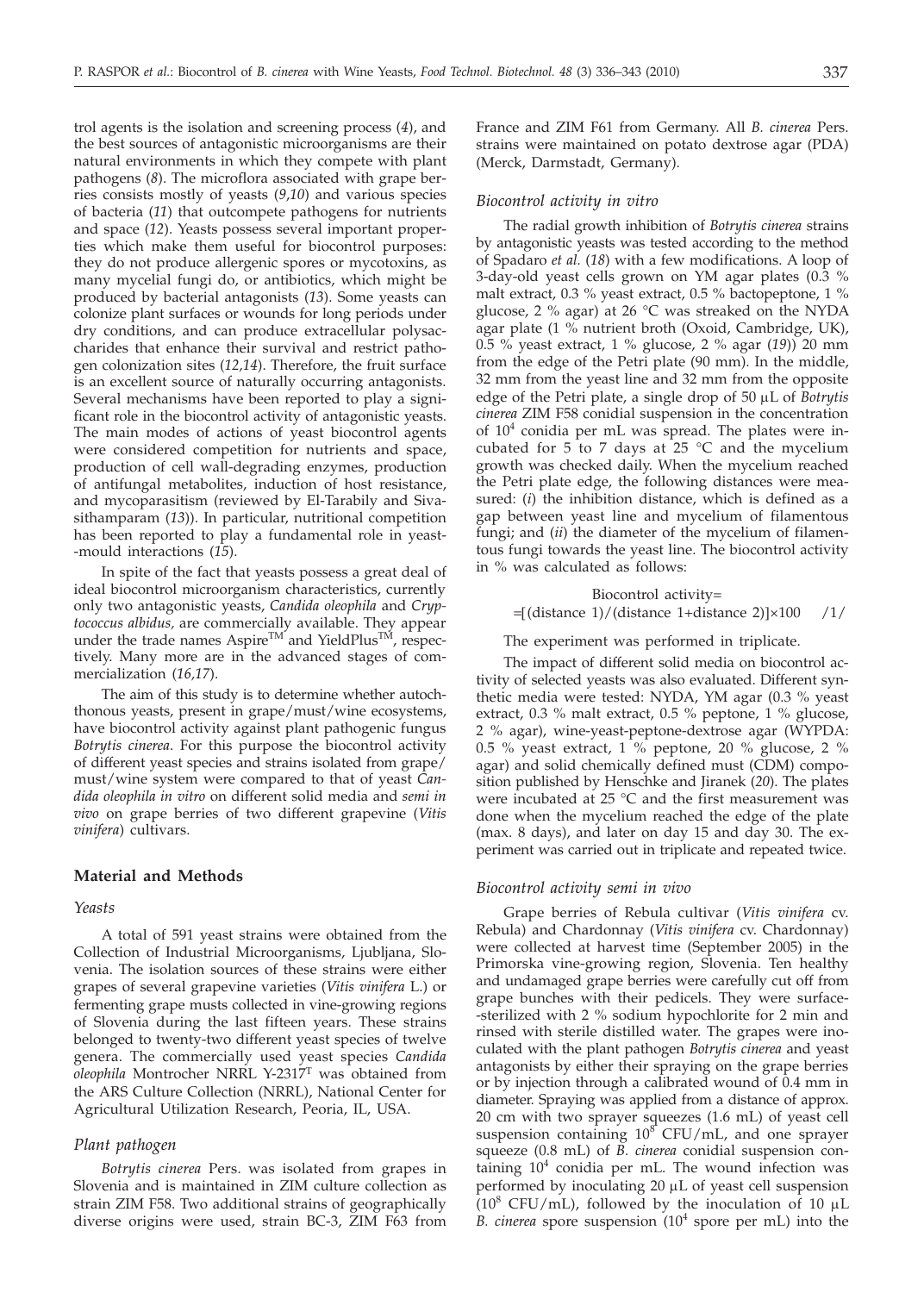trol agents is the isolation and screening process (*4*), and the best sources of antagonistic microorganisms are their natural environments in which they compete with plant pathogens (*8*). The microflora associated with grape berries consists mostly of yeasts (*9,10*) and various species of bacteria (*11*) that outcompete pathogens for nutrients and space (*12*). Yeasts possess several important properties which make them useful for biocontrol purposes: they do not produce allergenic spores or mycotoxins, as many mycelial fungi do, or antibiotics, which might be produced by bacterial antagonists (*13*). Some yeasts can colonize plant surfaces or wounds for long periods under dry conditions, and can produce extracellular polysaccharides that enhance their survival and restrict pathogen colonization sites (*12,14*). Therefore, the fruit surface is an excellent source of naturally occurring antagonists. Several mechanisms have been reported to play a significant role in the biocontrol activity of antagonistic yeasts. The main modes of actions of yeast biocontrol agents were considered competition for nutrients and space, production of cell wall-degrading enzymes, production of antifungal metabolites, induction of host resistance, and mycoparasitism (reviewed by El-Tarabily and Sivasithamparam (*13*)). In particular, nutritional competition has been reported to play a fundamental role in yeast-mould interactions (*15*).

In spite of the fact that yeasts possess a great deal of ideal biocontrol microorganism characteristics, currently only two antagonistic yeasts, *Candida oleophila* and *Cryptococcus albidus*, are commercially available. They appear under the trade names Aspire™ and YieldPlus™, respectively. Many more are in the advanced stages of commercialization (*16,17*).

The aim of this study is to determine whether autochthonous yeasts, present in grape/must/wine ecosystems, have biocontrol activity against plant pathogenic fungus *Botrytis cinerea*. For this purpose the biocontrol activity of different yeast species and strains isolated from grape/must/wine system were compared to that of yeast *Candida oleophila in vitro* on different solid media and *semi in vivo* on grape berries of two different grapevine (*Vitis vinifera*) cultivars.

## Material and Methods

### *Yeasts*

A total of 591 yeast strains were obtained from the Collection of Industrial Microorganisms, Ljubljana, Slovenia. The isolation sources of these strains were either grapes of several grapevine varieties (*Vitis vinifera* L.) or fermenting grape musts collected in vine-growing regions of Slovenia during the last fifteen years. These strains belonged to twenty-two different yeast species of twelve genera. The commercially used yeast species *Candida oleophila* Montrocher NRRL Y-2317[T] was obtained from the ARS Culture Collection (NRRL), National Center for Agricultural Utilization Research, Peoria, IL, USA.

### *Plant pathogen*

*Botrytis cinerea* Pers. was isolated from grapes in Slovenia and is maintained in ZIM culture collection as strain ZIM F58. Two additional strains of geographically diverse origins were used, strain BC-3, ZIM F63 from France and ZIM F61 from Germany. All *B. cinerea* Pers. strains were maintained on potato dextrose agar (PDA) (Merck, Darmstadt, Germany).

### *Biocontrol activity in vitro*

The radial growth inhibition of *Botrytis cinerea* strains by antagonistic yeasts was tested according to the method of Spadaro *et al.* (*18*) with a few modifications. A loop of 3-day-old yeast cells grown on YM agar plates (0.3 % malt extract, 0.3 % yeast extract, 0.5 % bactopeptone, 1 % glucose, 2 % agar) at 26 °C was streaked on the NYDA agar plate (1 % nutrient broth (Oxoid, Cambridge, UK), 0.5 % yeast extract, 1 % glucose, 2 % agar (*19*)) 20 mm from the edge of the Petri plate (90 mm). In the middle, 32 mm from the yeast line and 32 mm from the opposite edge of the Petri plate, a single drop of 50 μL of *Botrytis cinerea* ZIM F58 conidial suspension in the concentration of $10^4$ conidia per mL was spread. The plates were incubated for 5 to 7 days at 25 °C and the mycelium growth was checked daily. When the mycelium reached the Petri plate edge, the following distances were measured: (*i*) the inhibition distance, which is defined as a gap between yeast line and mycelium of filamentous fungi; and (*ii*) the diameter of the mycelium of filamentous fungi towards the yeast line. The biocontrol activity in % was calculated as follows:

$$\text{Biocontrol activity} = [(\text{distance 1})/(\text{distance 1}+\text{distance 2})]\times 100 \qquad /1/$$

The experiment was performed in triplicate.

The impact of different solid media on biocontrol activity of selected yeasts was also evaluated. Different synthetic media were tested: NYDA, YM agar (0.3 % yeast extract, 0.3 % malt extract, 0.5 % peptone, 1 % glucose, 2 % agar), wine-yeast-peptone-dextrose agar (WYPDA: 0.5 % yeast extract, 1 % peptone, 20 % glucose, 2 % agar) and solid chemically defined must (CDM) composition published by Henschke and Jiranek (*20*). The plates were incubated at 25 °C and the first measurement was done when the mycelium reached the edge of the plate (max. 8 days), and later on day 15 and day 30. The experiment was carried out in triplicate and repeated twice.

### *Biocontrol activity semi in vivo*

Grape berries of Rebula cultivar (*Vitis vinifera* cv. Rebula) and Chardonnay (*Vitis vinifera* cv. Chardonnay) were collected at harvest time (September 2005) in the Primorska vine-growing region, Slovenia. Ten healthy and undamaged grape berries were carefully cut off from grape bunches with their pedicels. They were surface-sterilized with 2 % sodium hypochlorite for 2 min and rinsed with sterile distilled water. The grapes were inoculated with the plant pathogen *Botrytis cinerea* and yeast antagonists by either their spraying on the grape berries or by injection through a calibrated wound of 0.4 mm in diameter. Spraying was applied from a distance of approx. 20 cm with two sprayer squeezes (1.6 mL) of yeast cell suspension containing $10^8$ CFU/mL, and one sprayer squeeze (0.8 mL) of *B. cinerea* conidial suspension containing $10^4$ conidia per mL. The wound infection was performed by inoculating 20 μL of yeast cell suspension ($10^8$ CFU/mL), followed by the inoculation of 10 μL *B. cinerea* spore suspension ($10^4$ spore per mL) into the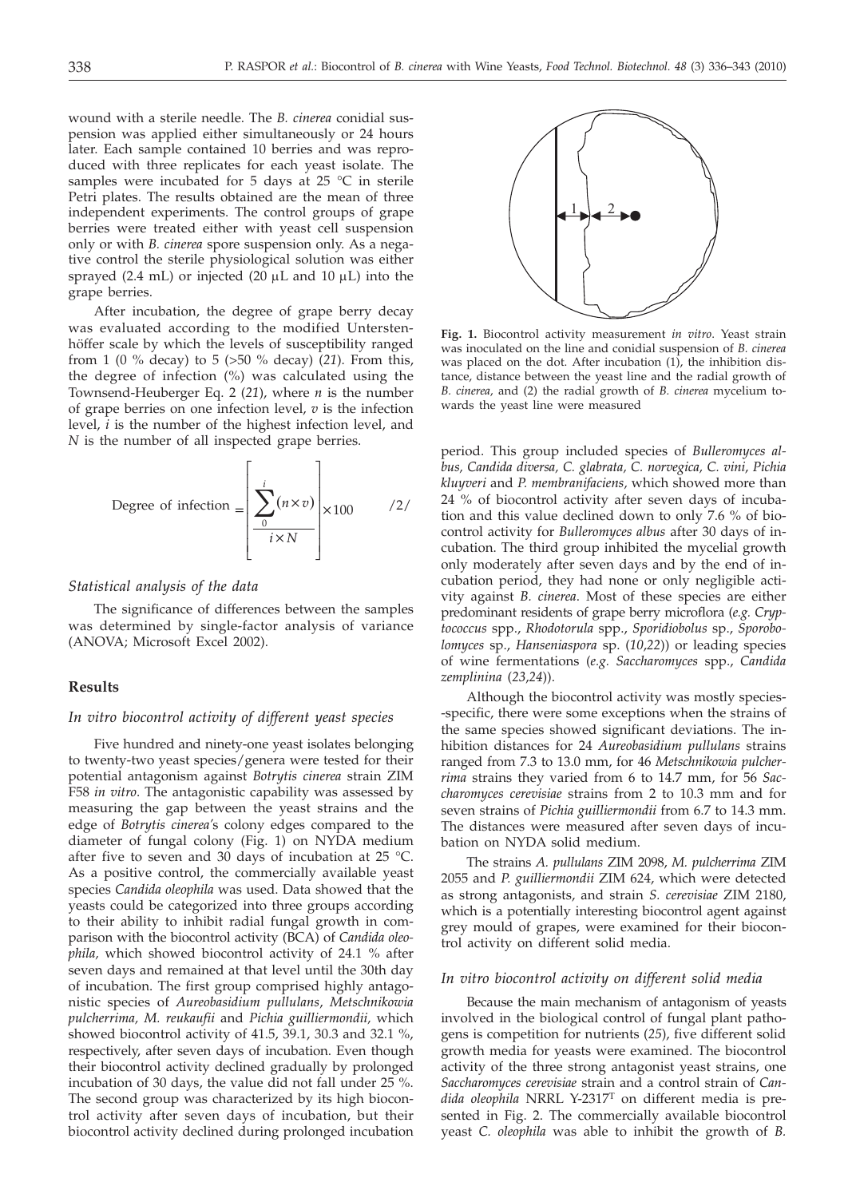wound with a sterile needle. The *B. cinerea* conidial suspension was applied either simultaneously or 24 hours later. Each sample contained 10 berries and was reproduced with three replicates for each yeast isolate. The samples were incubated for 5 days at 25 °C in sterile Petri plates. The results obtained are the mean of three independent experiments. The control groups of grape berries were treated either with yeast cell suspension only or with *B. cinerea* spore suspension only. As a negative control the sterile physiological solution was either sprayed (2.4 mL) or injected (20 μL and 10 μL) into the grape berries.

After incubation, the degree of grape berry decay was evaluated according to the modified Unterstenhöffer scale by which the levels of susceptibility ranged from 1 (0 % decay) to 5 (>50 % decay) (*21*). From this, the degree of infection (%) was calculated using the Townsend-Heuberger Eq. 2 (*21*), where *n* is the number of grape berries on one infection level, *v* is the infection level, *i* is the number of the highest infection level, and *N* is the number of all inspected grape berries.

$$\text{Degree of infection} = \left[ \frac{\sum_{0}^{i} (n \times v)}{i \times N} \right] \times 100 \qquad /2/$$

### *Statistical analysis of the data*

The significance of differences between the samples was determined by single-factor analysis of variance (ANOVA; Microsoft Excel 2002).

## Results

### *In vitro biocontrol activity of different yeast species*

Five hundred and ninety-one yeast isolates belonging to twenty-two yeast species/genera were tested for their potential antagonism against *Botrytis cinerea* strain ZIM F58 *in vitro*. The antagonistic capability was assessed by measuring the gap between the yeast strains and the edge of *Botrytis cinerea*'s colony edges compared to the diameter of fungal colony (Fig. 1) on NYDA medium after five to seven and 30 days of incubation at 25 °C. As a positive control, the commercially available yeast species *Candida oleophila* was used. Data showed that the yeasts could be categorized into three groups according to their ability to inhibit radial fungal growth in comparison with the biocontrol activity (BCA) of *Candida oleophila*, which showed biocontrol activity of 24.1 % after seven days and remained at that level until the 30th day of incubation. The first group comprised highly antagonistic species of *Aureobasidium pullulans*, *Metschnikowia pulcherrima*, *M. reukaufii* and *Pichia guilliermondii*, which showed biocontrol activity of 41.5, 39.1, 30.3 and 32.1 %, respectively, after seven days of incubation. Even though their biocontrol activity declined gradually by prolonged incubation of 30 days, the value did not fall under 25 %. The second group was characterized by its high biocontrol activity after seven days of incubation, but their biocontrol activity declined during prolonged incubation period. This group included species of *Bulleromyces albus*, *Candida diversa*, *C. glabrata*, *C. norvegica*, *C. vini*, *Pichia kluyveri* and *P. membranifaciens*, which showed more than 24 % of biocontrol activity after seven days of incubation and this value declined down to only 7.6 % of biocontrol activity for *Bulleromyces albus* after 30 days of incubation. The third group inhibited the mycelial growth only moderately after seven days and by the end of incubation period, they had none or only negligible activity against *B. cinerea*. Most of these species are either predominant residents of grape berry microflora (*e.g. Cryptococcus* spp., *Rhodotorula* spp., *Sporidiobolus* sp., *Sporobolomyces* sp., *Hanseniaspora* sp. (*10*,*22*)) or leading species of wine fermentations (*e.g. Saccharomyces* spp., *Candida zemplinina* (*23*,*24*)).

Fig. 1. Biocontrol activity measurement *in vitro*. Yeast strain was inoculated on the line and conidial suspension of *B. cinerea* was placed on the dot. After incubation (1), the inhibition distance, distance between the yeast line and the radial growth of *B. cinerea*, and (2) the radial growth of *B. cinerea* mycelium towards the yeast line were measured

Although the biocontrol activity was mostly species-specific, there were some exceptions when the strains of the same species showed significant deviations. The inhibition distances for 24 *Aureobasidium pullulans* strains ranged from 7.3 to 13.0 mm, for 46 *Metschnikowia pulcherrima* strains they varied from 6 to 14.7 mm, for 56 *Saccharomyces cerevisiae* strains from 2 to 10.3 mm and for seven strains of *Pichia guilliermondii* from 6.7 to 14.3 mm. The distances were measured after seven days of incubation on NYDA solid medium.

The strains *A. pullulans* ZIM 2098, *M. pulcherrima* ZIM 2055 and *P. guilliermondii* ZIM 624, which were detected as strong antagonists, and strain *S. cerevisiae* ZIM 2180, which is a potentially interesting biocontrol agent against grey mould of grapes, were examined for their biocontrol activity on different solid media.

### *In vitro biocontrol activity on different solid media*

Because the main mechanism of antagonism of yeasts involved in the biological control of fungal plant pathogens is competition for nutrients (*25*), five different solid growth media for yeasts were examined. The biocontrol activity of the three strong antagonist yeast strains, one *Saccharomyces cerevisiae* strain and a control strain of *Candida oleophila* NRRL Y-2317[T] on different media is presented in Fig. 2. The commercially available biocontrol yeast *C. oleophila* was able to inhibit the growth of *B.*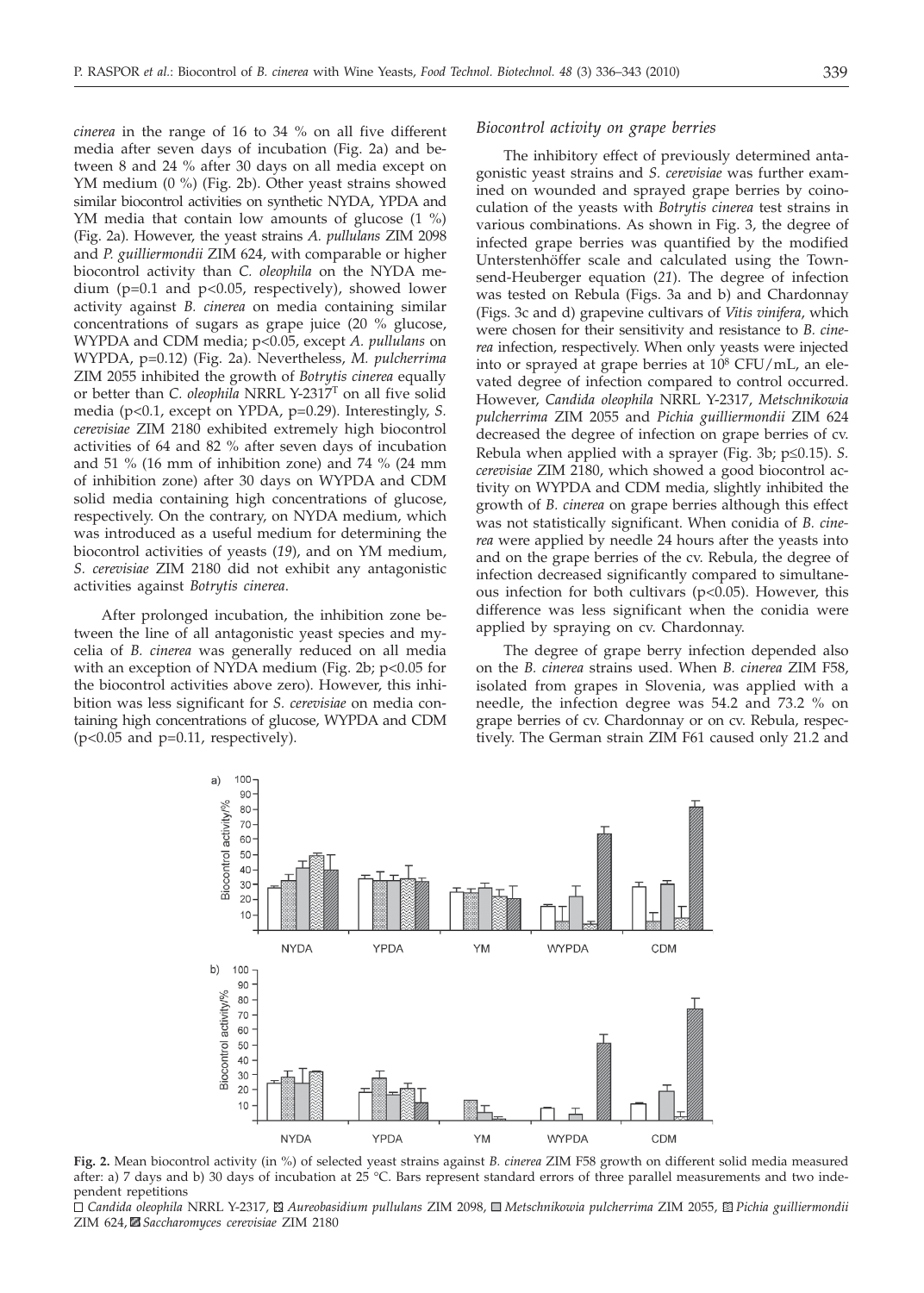*cinerea* in the range of 16 to 34 % on all five different media after seven days of incubation (Fig. 2a) and between 8 and 24 % after 30 days on all media except on YM medium (0 %) (Fig. 2b). Other yeast strains showed similar biocontrol activities on synthetic NYDA, YPDA and YM media that contain low amounts of glucose (1 %) (Fig. 2a). However, the yeast strains *A. pullulans* ZIM 2098 and *P. guilliermondii* ZIM 624, with comparable or higher biocontrol activity than *C. oleophila* on the NYDA medium ($p=0.1$ and $p<0.05$, respectively), showed lower activity against *B. cinerea* on media containing similar concentrations of sugars as grape juice (20 % glucose, WYPDA and CDM media; $p<0.05$, except *A. pullulans* on WYPDA, $p=0.12$) (Fig. 2a). Nevertheless, *M. pulcherrima* ZIM 2055 inhibited the growth of *Botrytis cinerea* equally or better than *C. oleophila* NRRL Y-2317[T] on all five solid media ($p<0.1$, except on YPDA, $p=0.29$). Interestingly, *S. cerevisiae* ZIM 2180 exhibited extremely high biocontrol activities of 64 and 82 % after seven days of incubation and 51 % (16 mm of inhibition zone) and 74 % (24 mm of inhibition zone) after 30 days on WYPDA and CDM solid media containing high concentrations of glucose, respectively. On the contrary, on NYDA medium, which was introduced as a useful medium for determining the biocontrol activities of yeasts (*19*), and on YM medium, *S. cerevisiae* ZIM 2180 did not exhibit any antagonistic activities against *Botrytis cinerea*.

After prolonged incubation, the inhibition zone between the line of all antagonistic yeast species and mycelia of *B. cinerea* was generally reduced on all media with an exception of NYDA medium (Fig. 2b; $p<0.05$ for the biocontrol activities above zero). However, this inhibition was less significant for *S. cerevisiae* on media containing high concentrations of glucose, WYPDA and CDM ($p<0.05$ and $p=0.11$, respectively).

### *Biocontrol activity on grape berries*

The inhibitory effect of previously determined antagonistic yeast strains and *S. cerevisiae* was further examined on wounded and sprayed grape berries by coinoculation of the yeasts with *Botrytis cinerea* test strains in various combinations. As shown in Fig. 3, the degree of infected grape berries was quantified by the modified Unterstenhöffer scale and calculated using the Townsend-Heuberger equation (*21*). The degree of infection was tested on Rebula (Figs. 3a and b) and Chardonnay (Figs. 3c and d) grapevine cultivars of *Vitis vinifera*, which were chosen for their sensitivity and resistance to *B. cinerea* infection, respectively. When only yeasts were injected into or sprayed at grape berries at $10^8$ CFU/mL, an elevated degree of infection compared to control occurred. However, *Candida oleophila* NRRL Y-2317, *Metschnikowia pulcherrima* ZIM 2055 and *Pichia guilliermondii* ZIM 624 decreased the degree of infection on grape berries of cv. Rebula when applied with a sprayer (Fig. 3b; $p\leq0.15$). *S. cerevisiae* ZIM 2180, which showed a good biocontrol activity on WYPDA and CDM media, slightly inhibited the growth of *B. cinerea* on grape berries although this effect was not statistically significant. When conidia of *B. cinerea* were applied by needle 24 hours after the yeasts into and on the grape berries of the cv. Rebula, the degree of infection decreased significantly compared to simultaneous infection for both cultivars ($p<0.05$). However, this difference was less significant when the conidia were applied by spraying on cv. Chardonnay.

The degree of grape berry infection depended also on the *B. cinerea* strains used. When *B. cinerea* ZIM F58, isolated from grapes in Slovenia, was applied with a needle, the infection degree was 54.2 and 73.2 % on grape berries of cv. Chardonnay or on cv. Rebula, respectively. The German strain ZIM F61 caused only 21.2 and

**Fig. 2.** Mean biocontrol activity (in %) of selected yeast strains against *B. cinerea* ZIM F58 growth on different solid media measured after: a) 7 days and b) 30 days of incubation at 25 °C. Bars represent standard errors of three parallel measurements and two independent repetitions

□ *Candida oleophila* NRRL Y-2317, ▨ *Aureobasidium pullulans* ZIM 2098, ■ *Metschnikowia pulcherrima* ZIM 2055, ▨ *Pichia guilliermondii* ZIM 624, ▨ *Saccharomyces cerevisiae* ZIM 2180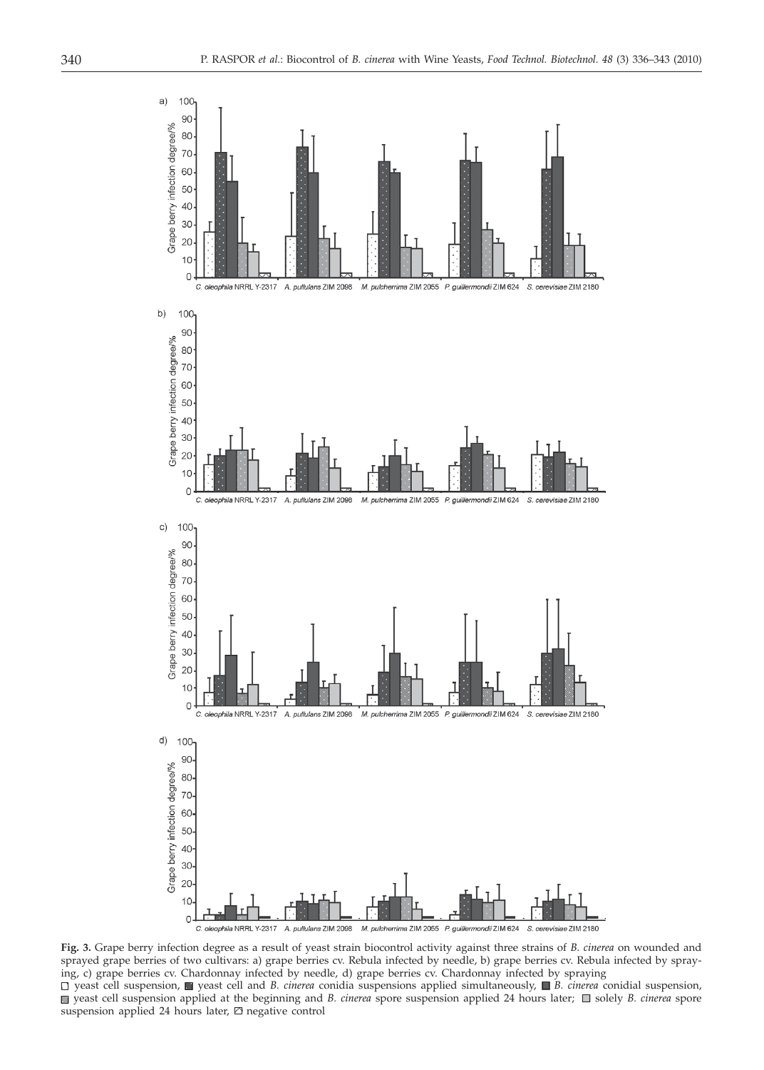**Fig. 3.** Grape berry infection degree as a result of yeast strain biocontrol activity against three strains of *B. cinerea* on wounded and sprayed grape berries of two cultivars: a) grape berries cv. Rebula infected by needle, b) grape berries cv. Rebula infected by spraying, c) grape berries cv. Chardonnay infected by needle, d) grape berries cv. Chardonnay infected by spraying
□ yeast cell suspension, ■ yeast cell and *B. cinerea* conidia suspensions applied simultaneously, ■ *B. cinerea* conidial suspension, ■ yeast cell suspension applied at the beginning and *B. cinerea* spore suspension applied 24 hours later; □ solely *B. cinerea* spore suspension applied 24 hours later, ▨ negative control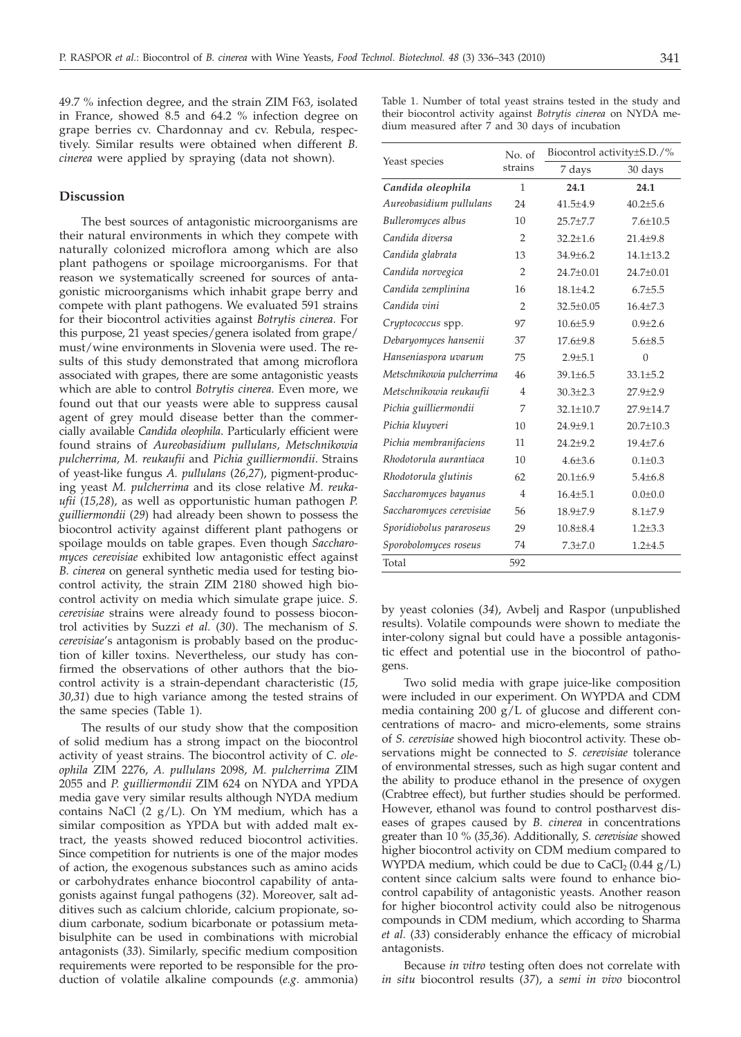49.7 % infection degree, and the strain ZIM F63, isolated in France, showed 8.5 and 64.2 % infection degree on grape berries cv. Chardonnay and cv. Rebula, respectively. Similar results were obtained when different *B. cinerea* were applied by spraying (data not shown).

## Discussion

The best sources of antagonistic microorganisms are their natural environments in which they compete with naturally colonized microflora among which are also plant pathogens or spoilage microorganisms. For that reason we systematically screened for sources of antagonistic microorganisms which inhabit grape berry and compete with plant pathogens. We evaluated 591 strains for their biocontrol activities against *Botrytis cinerea.* For this purpose, 21 yeast species/genera isolated from grape/must/wine environments in Slovenia were used. The results of this study demonstrated that among microflora associated with grapes, there are some antagonistic yeasts which are able to control *Botrytis cinerea.* Even more, we found out that our yeasts were able to suppress causal agent of grey mould disease better than the commercially available *Candida oleophila*. Particularly efficient were found strains of *Aureobasidium pullulans, Metschnikowia pulcherrima, M. reukaufii* and *Pichia guilliermondii*. Strains of yeast-like fungus *A. pullulans* (*26,27*), pigment-producing yeast *M. pulcherrima* and its close relative *M. reukaufii* (*15,28*), as well as opportunistic human pathogen *P. guilliermondii* (*29*) had already been shown to possess the biocontrol activity against different plant pathogens or spoilage moulds on table grapes. Even though *Saccharomyces cerevisiae* exhibited low antagonistic effect against *B. cinerea* on general synthetic media used for testing biocontrol activity, the strain ZIM 2180 showed high biocontrol activity on media which simulate grape juice. *S. cerevisiae* strains were already found to possess biocontrol activities by Suzzi *et al.* (*30*). The mechanism of *S. cerevisiae*'s antagonism is probably based on the production of killer toxins. Nevertheless, our study has confirmed the observations of other authors that the biocontrol activity is a strain-dependant characteristic (*15, 30,31*) due to high variance among the tested strains of the same species (Table 1).

The results of our study show that the composition of solid medium has a strong impact on the biocontrol activity of yeast strains. The biocontrol activity of *C. oleophila* ZIM 2276, *A. pullulans* 2098, *M. pulcherrima* ZIM 2055 and *P. guilliermondii* ZIM 624 on NYDA and YPDA media gave very similar results although NYDA medium contains NaCl (2 g/L). On YM medium, which has a similar composition as YPDA but with added malt extract, the yeasts showed reduced biocontrol activities. Since competition for nutrients is one of the major modes of action, the exogenous substances such as amino acids or carbohydrates enhance biocontrol capability of antagonists against fungal pathogens (*32*). Moreover, salt additives such as calcium chloride, calcium propionate, sodium carbonate, sodium bicarbonate or potassium metabisulphite can be used in combinations with microbial antagonists (*33*). Similarly, specific medium composition requirements were reported to be responsible for the production of volatile alkaline compounds (*e.g.* ammonia) by yeast colonies (*34*), Avbelj and Raspor (unpublished results). Volatile compounds were shown to mediate the inter-colony signal but could have a possible antagonistic effect and potential use in the biocontrol of pathogens.

Table 1. Number of total yeast strains tested in the study and their biocontrol activity against *Botrytis cinerea* on NYDA medium measured after 7 and 30 days of incubation

| Yeast species | No. of strains | Biocontrol activity±S.D./% | |
|---|---|---|---|
| | | 7 days | 30 days |
| ***Candida oleophila*** | 1 | **24.1** | **24.1** |
| *Aureobasidium pullulans* | 24 | 41.5±4.9 | 40.2±5.6 |
| *Bulleromyces albus* | 10 | 25.7±7.7 | 7.6±10.5 |
| *Candida diversa* | 2 | 32.2±1.6 | 21.4±9.8 |
| *Candida glabrata* | 13 | 34.9±6.2 | 14.1±13.2 |
| *Candida norvegica* | 2 | 24.7±0.01 | 24.7±0.01 |
| *Candida zemplinina* | 16 | 18.1±4.2 | 6.7±5.5 |
| *Candida vini* | 2 | 32.5±0.05 | 16.4±7.3 |
| *Cryptococcus* spp. | 97 | 10.6±5.9 | 0.9±2.6 |
| *Debaryomyces hansenii* | 37 | 17.6±9.8 | 5.6±8.5 |
| *Hanseniaspora uvarum* | 75 | 2.9±5.1 | 0 |
| *Metschnikowia pulcherrima* | 46 | 39.1±6.5 | 33.1±5.2 |
| *Metschnikowia reukaufii* | 4 | 30.3±2.3 | 27.9±2.9 |
| *Pichia guilliermondii* | 7 | 32.1±10.7 | 27.9±14.7 |
| *Pichia kluyveri* | 10 | 24.9±9.1 | 20.7±10.3 |
| *Pichia membranifaciens* | 11 | 24.2±9.2 | 19.4±7.6 |
| *Rhodotorula aurantiaca* | 10 | 4.6±3.6 | 0.1±0.3 |
| *Rhodotorula glutinis* | 62 | 20.1±6.9 | 5.4±6.8 |
| *Saccharomyces bayanus* | 4 | 16.4±5.1 | 0.0±0.0 |
| *Saccharomyces cerevisiae* | 56 | 18.9±7.9 | 8.1±7.9 |
| *Sporidiobolus pararoseus* | 29 | 10.8±8.4 | 1.2±3.3 |
| *Sporobolomyces roseus* | 74 | 7.3±7.0 | 1.2±4.5 |
| Total | 592 | | |

Two solid media with grape juice-like composition were included in our experiment. On WYPDA and CDM media containing 200 g/L of glucose and different concentrations of macro- and micro-elements, some strains of *S. cerevisiae* showed high biocontrol activity. These observations might be connected to *S. cerevisiae* tolerance of environmental stresses, such as high sugar content and the ability to produce ethanol in the presence of oxygen (Crabtree effect), but further studies should be performed. However, ethanol was found to control postharvest diseases of grapes caused by *B. cinerea* in concentrations greater than 10 % (*35,36*). Additionally, *S. cerevisiae* showed higher biocontrol activity on CDM medium compared to WYPDA medium, which could be due to $CaCl_2$ (0.44 g/L) content since calcium salts were found to enhance biocontrol capability of antagonistic yeasts. Another reason for higher biocontrol activity could also be nitrogenous compounds in CDM medium, which according to Sharma *et al.* (*33*) considerably enhance the efficacy of microbial antagonists.

Because *in vitro* testing often does not correlate with *in situ* biocontrol results (*37*), a *semi in vivo* biocontrol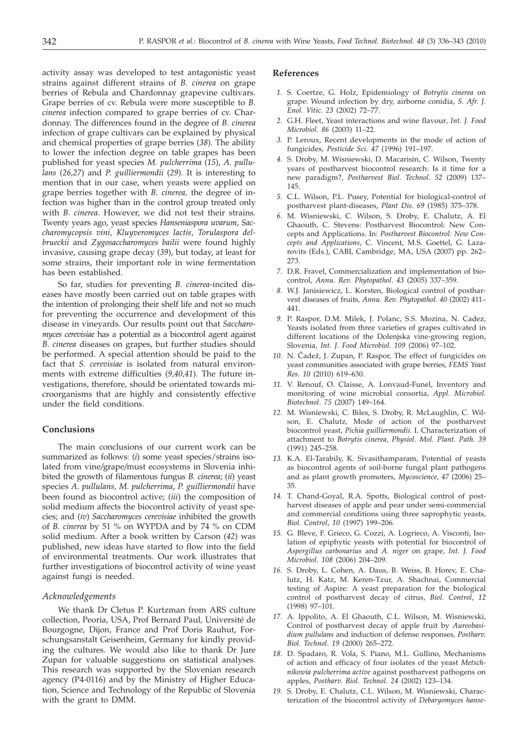activity assay was developed to test antagonistic yeast strains against different strains of *B. cinerea* on grape berries of Rebula and Chardonnay grapevine cultivars. Grape berries of cv. Rebula were more susceptible to *B. cinerea* infection compared to grape berries of cv. Chardonnay. The differences found in the degree of *B. cinerea* infection of grape cultivars can be explained by physical and chemical properties of grape berries (*38*). The ability to lower the infection degree on table grapes has been published for yeast species *M. pulcherrima* (*15*), *A. pullulans* (*26,27*) and *P. guilliermondii* (*29*). It is interesting to mention that in our case, when yeasts were applied on grape berries together with *B. cinerea*, the degree of infection was higher than in the control group treated only with *B. cinerea*. However, we did not test their strains. Twenty years ago, yeast species *Hanseniaspora uvarum*, *Saccharomycopsis vini*, *Kluyveromyces lactis*, *Torulaspora delbrueckii* and *Zygosaccharomyces bailii* were found highly invasive, causing grape decay (*39*), but today, at least for some strains, their important role in wine fermentation has been established.

So far, studies for preventing *B. cinerea*-incited diseases have mostly been carried out on table grapes with the intention of prolonging their shelf life and not so much for preventing the occurrence and development of this disease in vineyards. Our results point out that *Saccharomyces cerevisiae* has a potential as a biocontrol agent against *B. cinerea* diseases on grapes, but further studies should be performed. A special attention should be paid to the fact that *S. cerevisiae* is isolated from natural environments with extreme difficulties (*9,40,41*). The future investigations, therefore, should be orientated towards microorganisms that are highly and consistently effective under the field conditions.

## Conclusions

The main conclusions of our current work can be summarized as follows: (*i*) some yeast species/strains isolated from vine/grape/must ecosystems in Slovenia inhibited the growth of filamentous fungus *B. cinerea*; (*ii*) yeast species *A. pullulans*, *M. pulcherrima*, *P. guilliermondii* have been found as biocontrol active; (*iii*) the composition of solid medium affects the biocontrol activity of yeast species; and (*iv*) *Saccharomyces cerevisiae* inhibited the growth of *B. cinerea* by 51 % on WYPDA and by 74 % on CDM solid medium. After a book written by Carson (*42*) was published, new ideas have started to flow into the field of environmental treatments. Our work illustrates that further investigations of biocontrol activity of wine yeast against fungi is needed.

### *Acknowledgements*

We thank Dr Cletus P. Kurtzman from ARS culture collection, Peoria, USA, Prof Bernard Paul, Université de Bourgogne, Dijon, France and Prof Doris Rauhut, Forschungsanstalt Geisenheim, Germany for kindly providing the cultures. We would also like to thank Dr Jure Zupan for valuable suggestions on statistical analyses. This research was supported by the Slovenian research agency (P4-0116) and by the Ministry of Higher Education, Science and Technology of the Republic of Slovenia with the grant to DMM.

## References

*1.* S. Coertze, G. Holz, Epidemiology of *Botrytis cinerea* on grape: Wound infection by dry, airborne conidia, *S. Afr. J. Enol. Vitic. 23* (2002) 72–77.

*2.* G.H. Fleet, Yeast interactions and wine flavour, *Int. J. Food Microbiol. 86* (2003) 11–22.

*3.* P. Leroux, Recent developments in the mode of action of fungicides, *Pesticide Sci. 47* (1996) 191–197.

*4.* S. Droby, M. Wisniewski, D. Macarisin, C. Wilson, Twenty years of postharvest biocontrol research: Is it time for a new paradigm?, *Postharvest Biol. Technol. 52* (2009) 137–145.

*5.* C.L. Wilson, P.L. Pusey, Potential for biological-control of postharvest plant-diseases, *Plant Dis. 69* (1985) 375–378.

*6.* M. Wisniewski, C. Wilson, S. Droby, E. Chalutz, A. El Ghaouth, C. Stevens: Postharvest Biocontrol: New Concepts and Applications. In: *Postharvest Biocontrol: New Concepts and Applications*, C. Vincent, M.S. Goettel, G. Lazarovits (Eds.), CABI, Cambridge, MA, USA (2007) pp. 262–273.

*7.* D.R. Fravel, Commercialization and implementation of biocontrol, *Annu. Rev. Phytopathol. 43* (2005) 337–359.

*8.* W.J. Janisiewicz, L. Korsten, Biological control of postharvest diseases of fruits, *Annu. Rev. Phytopathol. 40* (2002) 411–441.

*9.* P. Raspor, D.M. Milek, J. Polanc, S.S. Mozina, N. Cadez, Yeasts isolated from three varieties of grapes cultivated in different locations of the Dolenjska vine-growing region, Slovenia, *Int. J. Food Microbiol. 109* (2006) 97–102.

*10.* N. Čadež, J. Zupan, P. Raspor, The effect of fungicides on yeast communities associated with grape berries, *FEMS Yeast Res. 10* (2010) 619–630.

*11.* V. Renouf, O. Claisse, A. Lonvaud-Funel, Inventory and monitoring of wine microbial consortia, *Appl. Microbiol. Biotechnol. 75* (2007) 149–164.

*12.* M. Wisniewski, C. Biles, S. Droby, R. McLaughlin, C. Wilson, E. Chalutz, Mode of action of the postharvest biocontrol yeast, *Pichia guilliermondii*. I. Characterization of attachment to *Botrytis cinerea*, *Physiol. Mol. Plant. Path. 39* (1991) 245–258.

*13.* K.A. El-Tarabily, K. Sivasithamparam, Potential of yeasts as biocontrol agents of soil-borne fungal plant pathogens and as plant growth promoters, *Mycoscience*, *47* (2006) 25–35.

*14.* T. Chand-Goyal, R.A. Spotts, Biological control of postharvest diseases of apple and pear under semi-commercial and commercial conditions using three saprophytic yeasts, *Biol. Control*, *10* (1997) 199–206.

*15.* G. Bleve, F. Grieco, G. Cozzi, A. Logrieco, A. Visconti, Isolation of epiphytic yeasts with potential for biocontrol of *Aspergillus carbonarius* and *A. niger* on grape, *Int. J. Food Microbiol. 108* (2006) 204–209.

*16.* S. Droby, L. Cohen, A. Daus, B. Weiss, B. Horev, E. Chalutz, H. Katz, M. Keren-Tzur, A. Shachnai, Commercial testing of Aspire: A yeast preparation for the biological control of postharvest decay of citrus, *Biol. Control*, *12* (1998) 97–101.

*17.* A. Ippolito, A. El Ghaouth, C.L. Wilson, M. Wisniewski, Control of postharvest decay of apple fruit by *Aureobasidium pullulans* and induction of defense responses, *Postharv. Biol. Technol. 19* (2000) 265–272.

*18.* D. Spadaro, R. Vola, S. Piano, M.L. Gullino, Mechanisms of action and efficacy of four isolates of the yeast *Metschnikowia pulcherrima active* against postharvest pathogens on apples, *Postharv. Biol. Technol. 24* (2002) 123–134.

*19.* S. Droby, E. Chalutz, C.L. Wilson, M. Wisniewski, Characterization of the biocontrol activity of *Debaryomyces hanse-*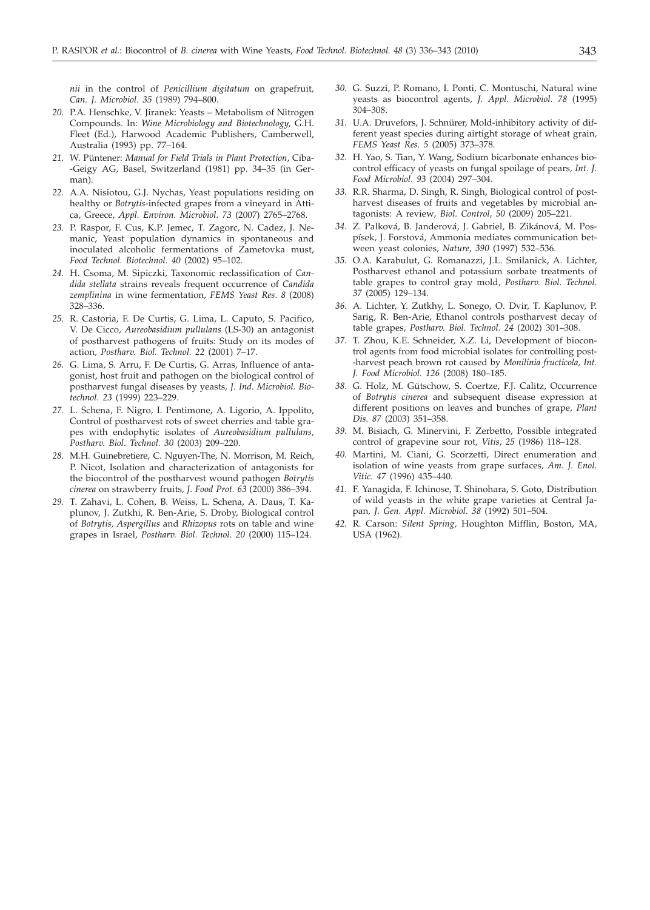*nii* in the control of *Penicillium digitatum* on grapefruit, *Can. J. Microbiol. 35* (1989) 794–800.

*20.* P.A. Henschke, V. Jiranek: Yeasts – Metabolism of Nitrogen Compounds. In: *Wine Microbiology and Biotechnology*, G.H. Fleet (Ed.), Harwood Academic Publishers, Camberwell, Australia (1993) pp. 77–164.

*21.* W. Püntener: *Manual for Field Trials in Plant Protection*, Ciba-Geigy AG, Basel, Switzerland (1981) pp. 34–35 (in German).

*22.* A.A. Nisiotou, G.J. Nychas, Yeast populations residing on healthy or *Botrytis*-infected grapes from a vineyard in Attica, Greece, *Appl. Environ. Microbiol. 73* (2007) 2765–2768.

*23.* P. Raspor, F. Cus, K.P. Jemec, T. Zagorc, N. Cadez, J. Nemanic, Yeast population dynamics in spontaneous and inoculated alcoholic fermentations of Zametovka must, *Food Technol. Biotechnol. 40* (2002) 95–102.

*24.* H. Csoma, M. Sipiczki, Taxonomic reclassification of *Candida stellata* strains reveals frequent occurrence of *Candida zemplinina* in wine fermentation, *FEMS Yeast Res. 8* (2008) 328–336.

*25.* R. Castoria, F. De Curtis, G. Lima, L. Caputo, S. Pacifico, V. De Cicco, *Aureobasidium pullulans* (LS-30) an antagonist of postharvest pathogens of fruits: Study on its modes of action, *Postharv. Biol. Technol. 22* (2001) 7–17.

*26.* G. Lima, S. Arru, F. De Curtis, G. Arras, Influence of antagonist, host fruit and pathogen on the biological control of postharvest fungal diseases by yeasts, *J. Ind. Microbiol. Biotechnol. 23* (1999) 223–229.

*27.* L. Schena, F. Nigro, I. Pentimone, A. Ligorio, A. Ippolito, Control of postharvest rots of sweet cherries and table grapes with endophytic isolates of *Aureobasidium pullulans*, *Postharv. Biol. Technol. 30* (2003) 209–220.

*28.* M.H. Guinebretiere, C. Nguyen-The, N. Morrison, M. Reich, P. Nicot, Isolation and characterization of antagonists for the biocontrol of the postharvest wound pathogen *Botrytis cinerea* on strawberry fruits, *J. Food Prot. 63* (2000) 386–394.

*29.* T. Zahavi, L. Cohen, B. Weiss, L. Schena, A. Daus, T. Kaplunov, J. Zutkhi, R. Ben-Arie, S. Droby, Biological control of *Botrytis*, *Aspergillus* and *Rhizopus* rots on table and wine grapes in Israel, *Postharv. Biol. Technol. 20* (2000) 115–124.

*30.* G. Suzzi, P. Romano, I. Ponti, C. Montuschi, Natural wine yeasts as biocontrol agents, *J. Appl. Microbiol. 78* (1995) 304–308.

*31.* U.A. Druvefors, J. Schnürer, Mold-inhibitory activity of different yeast species during airtight storage of wheat grain, *FEMS Yeast Res. 5* (2005) 373–378.

*32.* H. Yao, S. Tian, Y. Wang, Sodium bicarbonate enhances biocontrol efficacy of yeasts on fungal spoilage of pears, *Int. J. Food Microbiol. 93* (2004) 297–304.

*33.* R.R. Sharma, D. Singh, R. Singh, Biological control of postharvest diseases of fruits and vegetables by microbial antagonists: A review, *Biol. Control*, *50* (2009) 205–221.

*34.* Z. Palková, B. Janderová, J. Gabriel, B. Zikánová, M. Pospísek, J. Forstová, Ammonia mediates communication between yeast colonies, *Nature*, *390* (1997) 532–536.

*35.* O.A. Karabulut, G. Romanazzi, J.L. Smilanick, A. Lichter, Postharvest ethanol and potassium sorbate treatments of table grapes to control gray mold, *Postharv. Biol. Technol. 37* (2005) 129–134.

*36.* A. Lichter, Y. Zutkhy, L. Sonego, O. Dvir, T. Kaplunov, P. Sarig, R. Ben-Arie, Ethanol controls postharvest decay of table grapes, *Postharv. Biol. Technol. 24* (2002) 301–308.

*37.* T. Zhou, K.E. Schneider, X.Z. Li, Development of biocontrol agents from food microbial isolates for controlling post-harvest peach brown rot caused by *Monilinia fructicola*, *Int. J. Food Microbiol. 126* (2008) 180–185.

*38.* G. Holz, M. Gütschow, S. Coertze, F.J. Calitz, Occurrence of *Botrytis cinerea* and subsequent disease expression at different positions on leaves and bunches of grape, *Plant Dis. 87* (2003) 351–358.

*39.* M. Bisiach, G. Minervini, F. Zerbetto, Possible integrated control of grapevine sour rot, *Vitis*, *25* (1986) 118–128.

*40.* Martini, M. Ciani, G. Scorzetti, Direct enumeration and isolation of wine yeasts from grape surfaces, *Am. J. Enol. Vitic. 47* (1996) 435–440.

*41.* F. Yanagida, F. Ichinose, T. Shinohara, S. Goto, Distribution of wild yeasts in the white grape varieties at Central Japan, *J. Gen. Appl. Microbiol. 38* (1992) 501–504.

*42.* R. Carson: *Silent Spring*, Houghton Mifflin, Boston, MA, USA (1962).